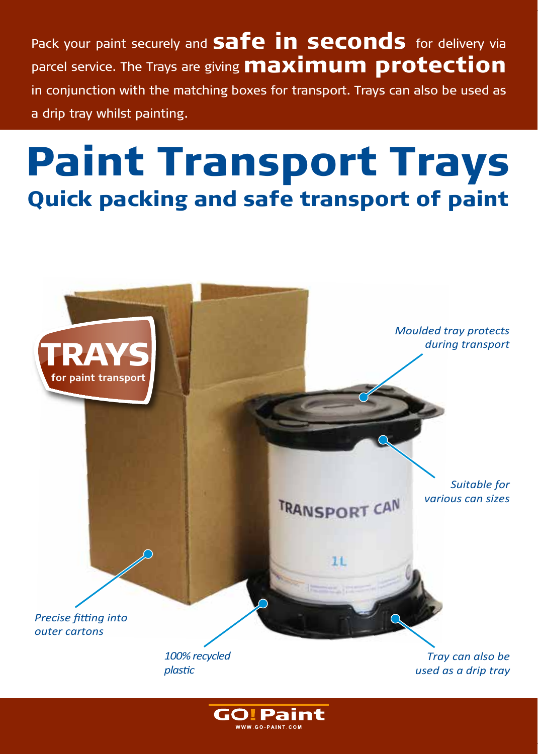Pack your paint securely and **safe in seconds** for delivery via parcel service. The Trays are giving **maximum protection** in conjunction with the matching boxes for transport. Trays can also be used as a drip tray whilst painting.

# Paint Transport Trays

## Quick packing and safe transport of paint

**TRAYS**
**for paint transport**

*Moulded tray protects during transport*

*Suitable for various can sizes*

TRANSPORT CAN

1L

*Precise fitting into outer cartons*

*100% recycled plastic*

*Tray can also be used as a drip tray*

GO! Paint
WWW.GO-PAINT.COM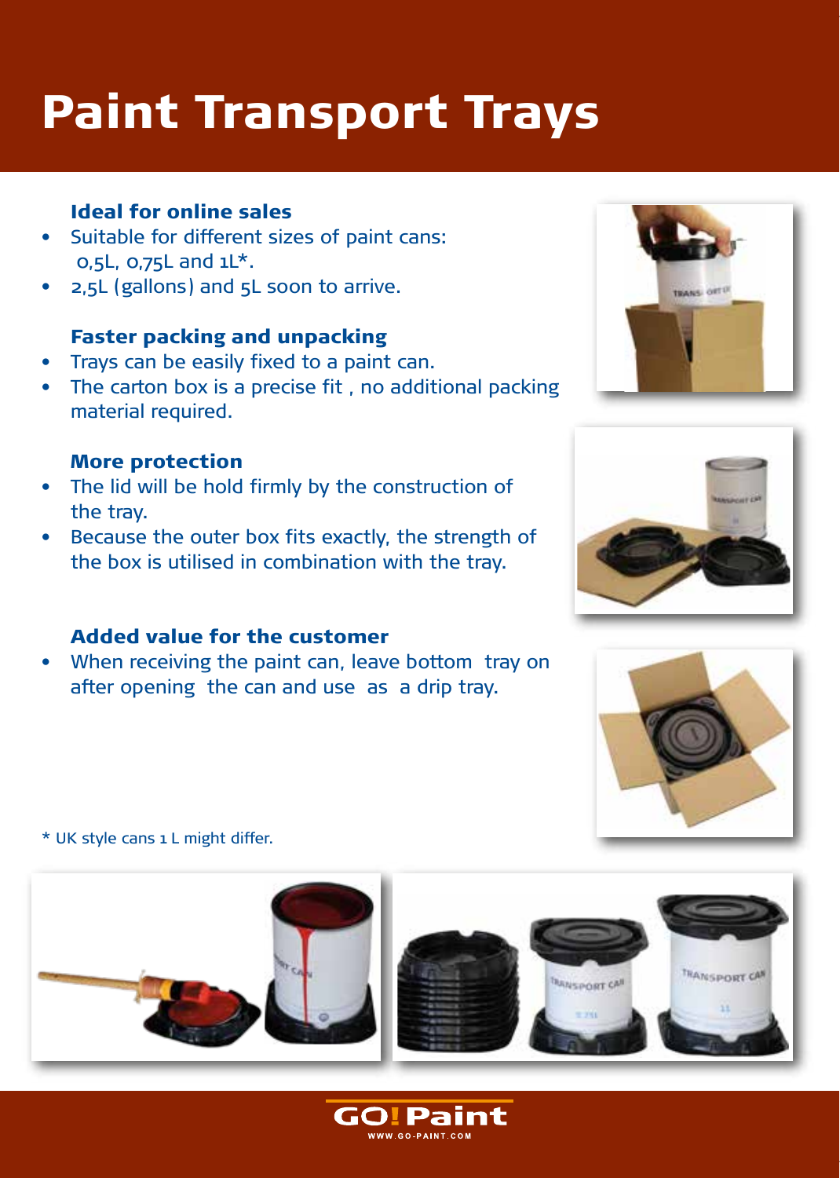# Paint Transport Trays

### Ideal for online sales

- Suitable for different sizes of paint cans: 0,5L, 0,75L and 1L*.
- 2,5L (gallons) and 5L soon to arrive.

### Faster packing and unpacking

- Trays can be easily fixed to a paint can.
- The carton box is a precise fit , no additional packing material required.

### More protection

- The lid will be hold firmly by the construction of the tray.
- Because the outer box fits exactly, the strength of the box is utilised in combination with the tray.

### Added value for the customer

- When receiving the paint can, leave bottom tray on after opening the can and use as a drip tray.

* UK style cans 1 L might differ.

GO! Paint
WWW.GO-PAINT.COM